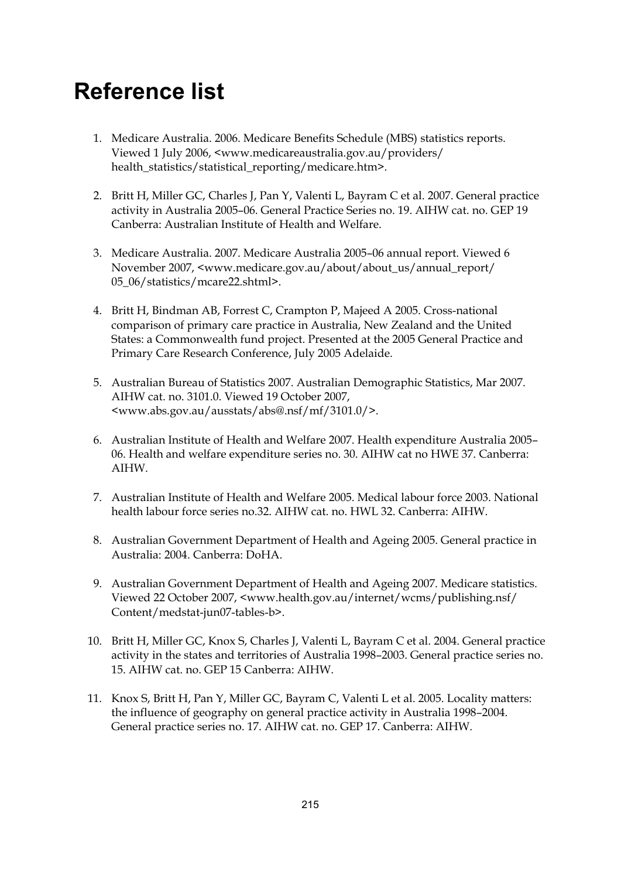# Reference list

1. Medicare Australia. 2006. Medicare Benefits Schedule (MBS) statistics reports. Viewed 1 July 2006, <www.medicareaustralia.gov.au/providers/health_statistics/statistical_reporting/medicare.htm>.

2. Britt H, Miller GC, Charles J, Pan Y, Valenti L, Bayram C et al. 2007. General practice activity in Australia 2005–06. General Practice Series no. 19. AIHW cat. no. GEP 19 Canberra: Australian Institute of Health and Welfare.

3. Medicare Australia. 2007. Medicare Australia 2005–06 annual report. Viewed 6 November 2007, <www.medicare.gov.au/about/about_us/annual_report/05_06/statistics/mcare22.shtml>.

4. Britt H, Bindman AB, Forrest C, Crampton P, Majeed A 2005. Cross-national comparison of primary care practice in Australia, New Zealand and the United States: a Commonwealth fund project. Presented at the 2005 General Practice and Primary Care Research Conference, July 2005 Adelaide.

5. Australian Bureau of Statistics 2007. Australian Demographic Statistics, Mar 2007. AIHW cat. no. 3101.0. Viewed 19 October 2007, <www.abs.gov.au/ausstats/abs@.nsf/mf/3101.0/>.

6. Australian Institute of Health and Welfare 2007. Health expenditure Australia 2005–06. Health and welfare expenditure series no. 30. AIHW cat no HWE 37. Canberra: AIHW.

7. Australian Institute of Health and Welfare 2005. Medical labour force 2003. National health labour force series no.32. AIHW cat. no. HWL 32. Canberra: AIHW.

8. Australian Government Department of Health and Ageing 2005. General practice in Australia: 2004. Canberra: DoHA.

9. Australian Government Department of Health and Ageing 2007. Medicare statistics. Viewed 22 October 2007, <www.health.gov.au/internet/wcms/publishing.nsf/Content/medstat-jun07-tables-b>.

10. Britt H, Miller GC, Knox S, Charles J, Valenti L, Bayram C et al. 2004. General practice activity in the states and territories of Australia 1998–2003. General practice series no. 15. AIHW cat. no. GEP 15 Canberra: AIHW.

11. Knox S, Britt H, Pan Y, Miller GC, Bayram C, Valenti L et al. 2005. Locality matters: the influence of geography on general practice activity in Australia 1998–2004. General practice series no. 17. AIHW cat. no. GEP 17. Canberra: AIHW.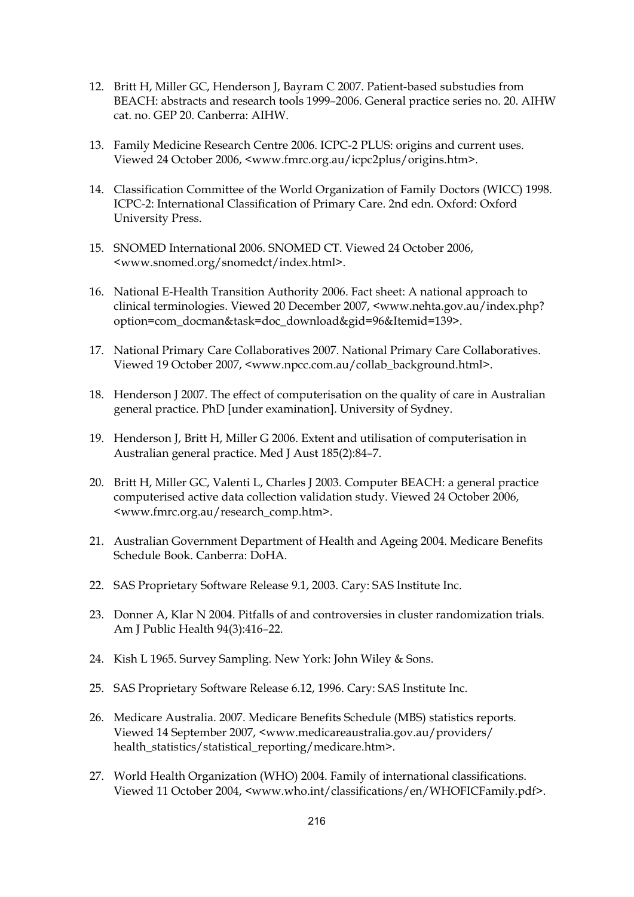12. Britt H, Miller GC, Henderson J, Bayram C 2007. Patient-based substudies from BEACH: abstracts and research tools 1999–2006. General practice series no. 20. AIHW cat. no. GEP 20. Canberra: AIHW.

13. Family Medicine Research Centre 2006. ICPC-2 PLUS: origins and current uses. Viewed 24 October 2006, <www.fmrc.org.au/icpc2plus/origins.htm>.

14. Classification Committee of the World Organization of Family Doctors (WICC) 1998. ICPC-2: International Classification of Primary Care. 2nd edn. Oxford: Oxford University Press.

15. SNOMED International 2006. SNOMED CT. Viewed 24 October 2006, <www.snomed.org/snomedct/index.html>.

16. National E-Health Transition Authority 2006. Fact sheet: A national approach to clinical terminologies. Viewed 20 December 2007, <www.nehta.gov.au/index.php?option=com_docman&task=doc_download&gid=96&Itemid=139>.

17. National Primary Care Collaboratives 2007. National Primary Care Collaboratives. Viewed 19 October 2007, <www.npcc.com.au/collab_background.html>.

18. Henderson J 2007. The effect of computerisation on the quality of care in Australian general practice. PhD [under examination]. University of Sydney.

19. Henderson J, Britt H, Miller G 2006. Extent and utilisation of computerisation in Australian general practice. Med J Aust 185(2):84–7.

20. Britt H, Miller GC, Valenti L, Charles J 2003. Computer BEACH: a general practice computerised active data collection validation study. Viewed 24 October 2006, <www.fmrc.org.au/research_comp.htm>.

21. Australian Government Department of Health and Ageing 2004. Medicare Benefits Schedule Book. Canberra: DoHA.

22. SAS Proprietary Software Release 9.1, 2003. Cary: SAS Institute Inc.

23. Donner A, Klar N 2004. Pitfalls of and controversies in cluster randomization trials. Am J Public Health 94(3):416–22.

24. Kish L 1965. Survey Sampling. New York: John Wiley & Sons.

25. SAS Proprietary Software Release 6.12, 1996. Cary: SAS Institute Inc.

26. Medicare Australia. 2007. Medicare Benefits Schedule (MBS) statistics reports. Viewed 14 September 2007, <www.medicareaustralia.gov.au/providers/health_statistics/statistical_reporting/medicare.htm>.

27. World Health Organization (WHO) 2004. Family of international classifications. Viewed 11 October 2004, <www.who.int/classifications/en/WHOFICFamily.pdf>.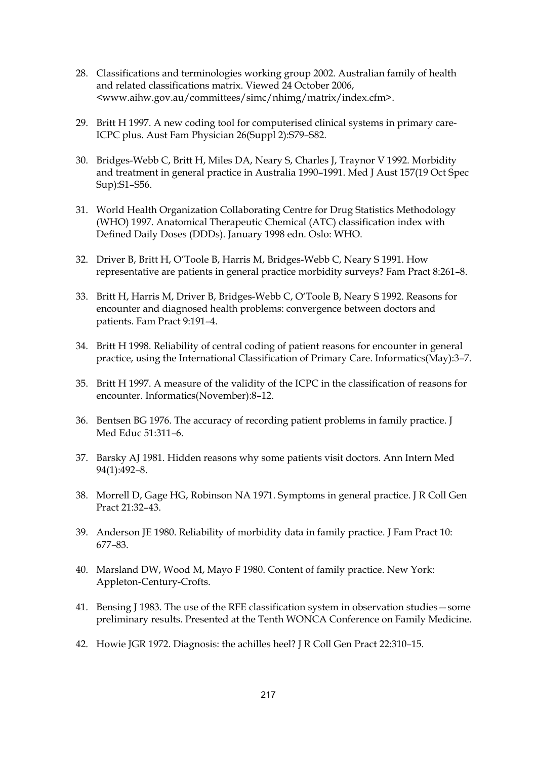28. Classifications and terminologies working group 2002. Australian family of health and related classifications matrix. Viewed 24 October 2006, <www.aihw.gov.au/committees/simc/nhimg/matrix/index.cfm>.

29. Britt H 1997. A new coding tool for computerised clinical systems in primary care-ICPC plus. Aust Fam Physician 26(Suppl 2):S79–S82.

30. Bridges-Webb C, Britt H, Miles DA, Neary S, Charles J, Traynor V 1992. Morbidity and treatment in general practice in Australia 1990–1991. Med J Aust 157(19 Oct Spec Sup):S1–S56.

31. World Health Organization Collaborating Centre for Drug Statistics Methodology (WHO) 1997. Anatomical Therapeutic Chemical (ATC) classification index with Defined Daily Doses (DDDs). January 1998 edn. Oslo: WHO.

32. Driver B, Britt H, O'Toole B, Harris M, Bridges-Webb C, Neary S 1991. How representative are patients in general practice morbidity surveys? Fam Pract 8:261–8.

33. Britt H, Harris M, Driver B, Bridges-Webb C, O'Toole B, Neary S 1992. Reasons for encounter and diagnosed health problems: convergence between doctors and patients. Fam Pract 9:191–4.

34. Britt H 1998. Reliability of central coding of patient reasons for encounter in general practice, using the International Classification of Primary Care. Informatics(May):3–7.

35. Britt H 1997. A measure of the validity of the ICPC in the classification of reasons for encounter. Informatics(November):8–12.

36. Bentsen BG 1976. The accuracy of recording patient problems in family practice. J Med Educ 51:311–6.

37. Barsky AJ 1981. Hidden reasons why some patients visit doctors. Ann Intern Med 94(1):492–8.

38. Morrell D, Gage HG, Robinson NA 1971. Symptoms in general practice. J R Coll Gen Pract 21:32–43.

39. Anderson JE 1980. Reliability of morbidity data in family practice. J Fam Pract 10: 677–83.

40. Marsland DW, Wood M, Mayo F 1980. Content of family practice. New York: Appleton-Century-Crofts.

41. Bensing J 1983. The use of the RFE classification system in observation studies—some preliminary results. Presented at the Tenth WONCA Conference on Family Medicine.

42. Howie JGR 1972. Diagnosis: the achilles heel? J R Coll Gen Pract 22:310–15.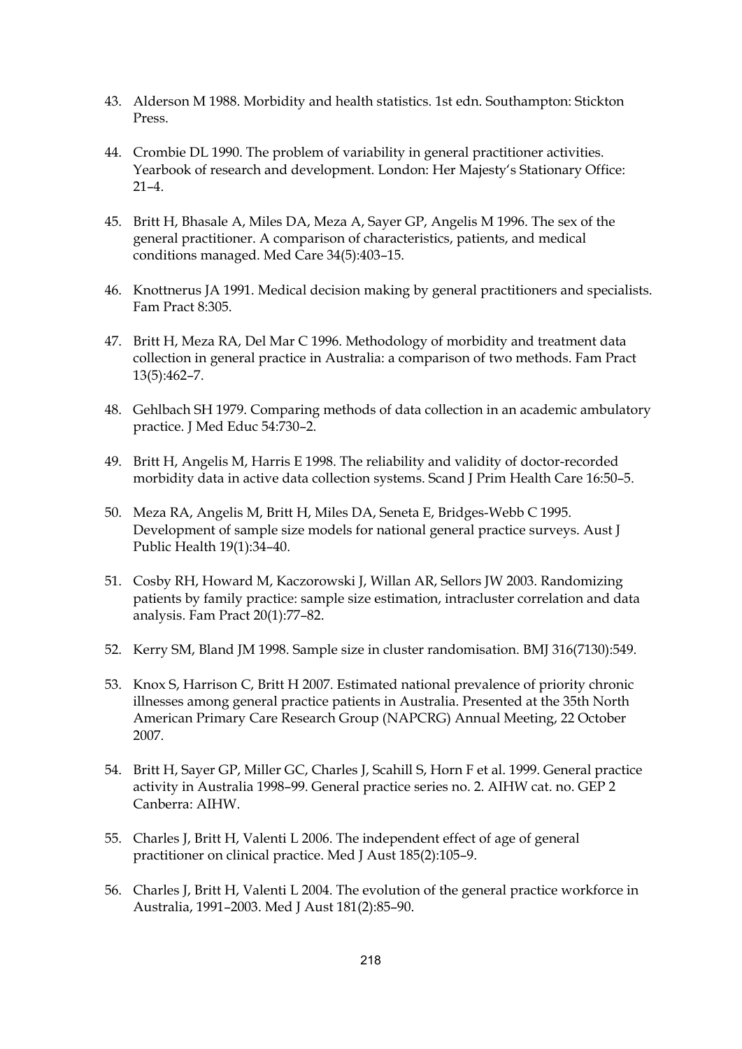43. Alderson M 1988. Morbidity and health statistics. 1st edn. Southampton: Stickton Press.

44. Crombie DL 1990. The problem of variability in general practitioner activities. Yearbook of research and development. London: Her Majesty's Stationary Office: 21–4.

45. Britt H, Bhasale A, Miles DA, Meza A, Sayer GP, Angelis M 1996. The sex of the general practitioner. A comparison of characteristics, patients, and medical conditions managed. Med Care 34(5):403–15.

46. Knottnerus JA 1991. Medical decision making by general practitioners and specialists. Fam Pract 8:305.

47. Britt H, Meza RA, Del Mar C 1996. Methodology of morbidity and treatment data collection in general practice in Australia: a comparison of two methods. Fam Pract 13(5):462–7.

48. Gehlbach SH 1979. Comparing methods of data collection in an academic ambulatory practice. J Med Educ 54:730–2.

49. Britt H, Angelis M, Harris E 1998. The reliability and validity of doctor-recorded morbidity data in active data collection systems. Scand J Prim Health Care 16:50–5.

50. Meza RA, Angelis M, Britt H, Miles DA, Seneta E, Bridges-Webb C 1995. Development of sample size models for national general practice surveys. Aust J Public Health 19(1):34–40.

51. Cosby RH, Howard M, Kaczorowski J, Willan AR, Sellors JW 2003. Randomizing patients by family practice: sample size estimation, intracluster correlation and data analysis. Fam Pract 20(1):77–82.

52. Kerry SM, Bland JM 1998. Sample size in cluster randomisation. BMJ 316(7130):549.

53. Knox S, Harrison C, Britt H 2007. Estimated national prevalence of priority chronic illnesses among general practice patients in Australia. Presented at the 35th North American Primary Care Research Group (NAPCRG) Annual Meeting, 22 October 2007.

54. Britt H, Sayer GP, Miller GC, Charles J, Scahill S, Horn F et al. 1999. General practice activity in Australia 1998–99. General practice series no. 2. AIHW cat. no. GEP 2 Canberra: AIHW.

55. Charles J, Britt H, Valenti L 2006. The independent effect of age of general practitioner on clinical practice. Med J Aust 185(2):105–9.

56. Charles J, Britt H, Valenti L 2004. The evolution of the general practice workforce in Australia, 1991–2003. Med J Aust 181(2):85–90.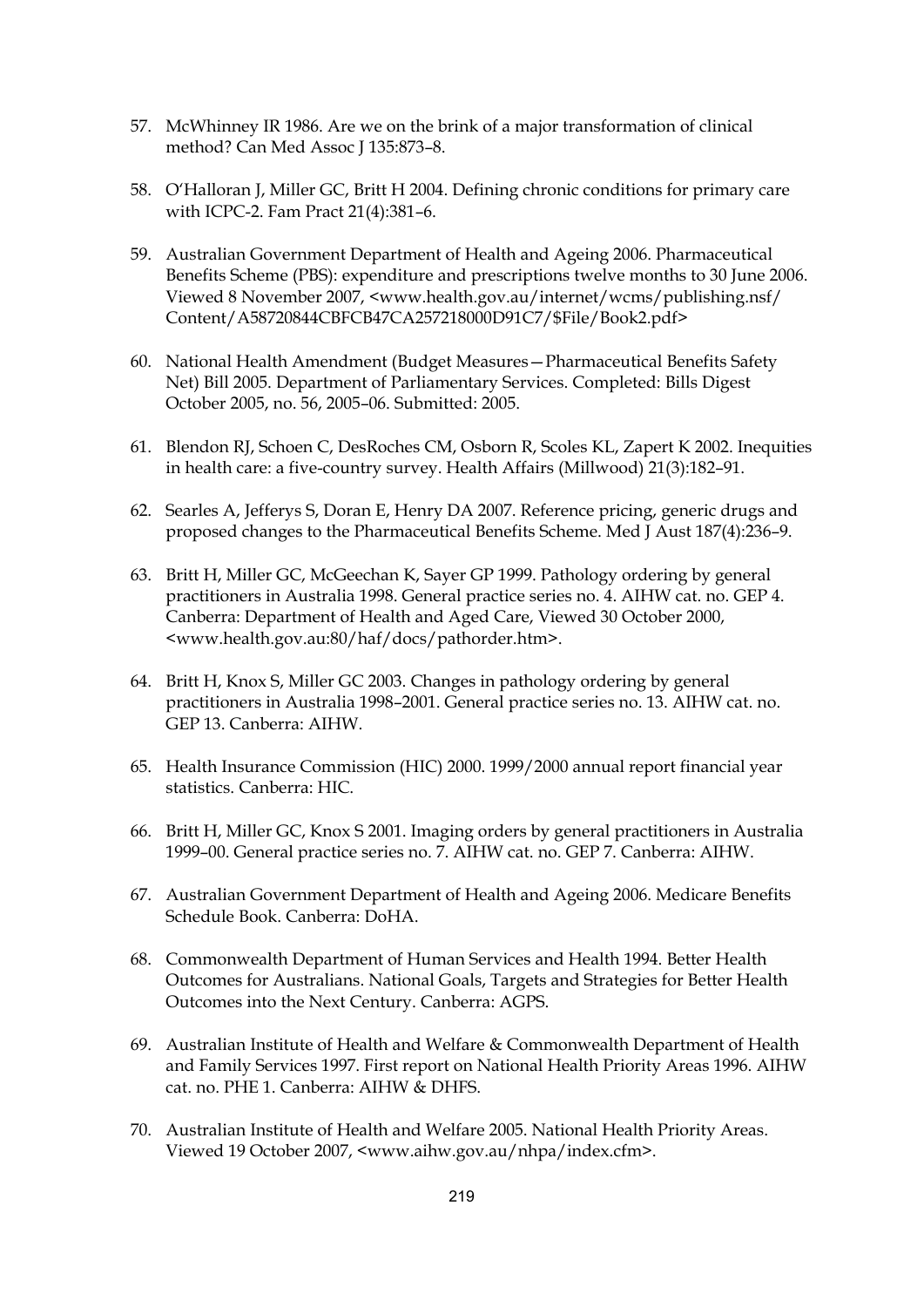57. McWhinney IR 1986. Are we on the brink of a major transformation of clinical method? Can Med Assoc J 135:873–8.

58. O'Halloran J, Miller GC, Britt H 2004. Defining chronic conditions for primary care with ICPC-2. Fam Pract 21(4):381–6.

59. Australian Government Department of Health and Ageing 2006. Pharmaceutical Benefits Scheme (PBS): expenditure and prescriptions twelve months to 30 June 2006. Viewed 8 November 2007, <www.health.gov.au/internet/wcms/publishing.nsf/Content/A58720844CBFCB47CA257218000D91C7/$File/Book2.pdf>

60. National Health Amendment (Budget Measures—Pharmaceutical Benefits Safety Net) Bill 2005. Department of Parliamentary Services. Completed: Bills Digest October 2005, no. 56, 2005–06. Submitted: 2005.

61. Blendon RJ, Schoen C, DesRoches CM, Osborn R, Scoles KL, Zapert K 2002. Inequities in health care: a five-country survey. Health Affairs (Millwood) 21(3):182–91.

62. Searles A, Jefferys S, Doran E, Henry DA 2007. Reference pricing, generic drugs and proposed changes to the Pharmaceutical Benefits Scheme. Med J Aust 187(4):236–9.

63. Britt H, Miller GC, McGeechan K, Sayer GP 1999. Pathology ordering by general practitioners in Australia 1998. General practice series no. 4. AIHW cat. no. GEP 4. Canberra: Department of Health and Aged Care, Viewed 30 October 2000, <www.health.gov.au:80/haf/docs/pathorder.htm>.

64. Britt H, Knox S, Miller GC 2003. Changes in pathology ordering by general practitioners in Australia 1998–2001. General practice series no. 13. AIHW cat. no. GEP 13. Canberra: AIHW.

65. Health Insurance Commission (HIC) 2000. 1999/2000 annual report financial year statistics. Canberra: HIC.

66. Britt H, Miller GC, Knox S 2001. Imaging orders by general practitioners in Australia 1999–00. General practice series no. 7. AIHW cat. no. GEP 7. Canberra: AIHW.

67. Australian Government Department of Health and Ageing 2006. Medicare Benefits Schedule Book. Canberra: DoHA.

68. Commonwealth Department of Human Services and Health 1994. Better Health Outcomes for Australians. National Goals, Targets and Strategies for Better Health Outcomes into the Next Century. Canberra: AGPS.

69. Australian Institute of Health and Welfare & Commonwealth Department of Health and Family Services 1997. First report on National Health Priority Areas 1996. AIHW cat. no. PHE 1. Canberra: AIHW & DHFS.

70. Australian Institute of Health and Welfare 2005. National Health Priority Areas. Viewed 19 October 2007, <www.aihw.gov.au/nhpa/index.cfm>.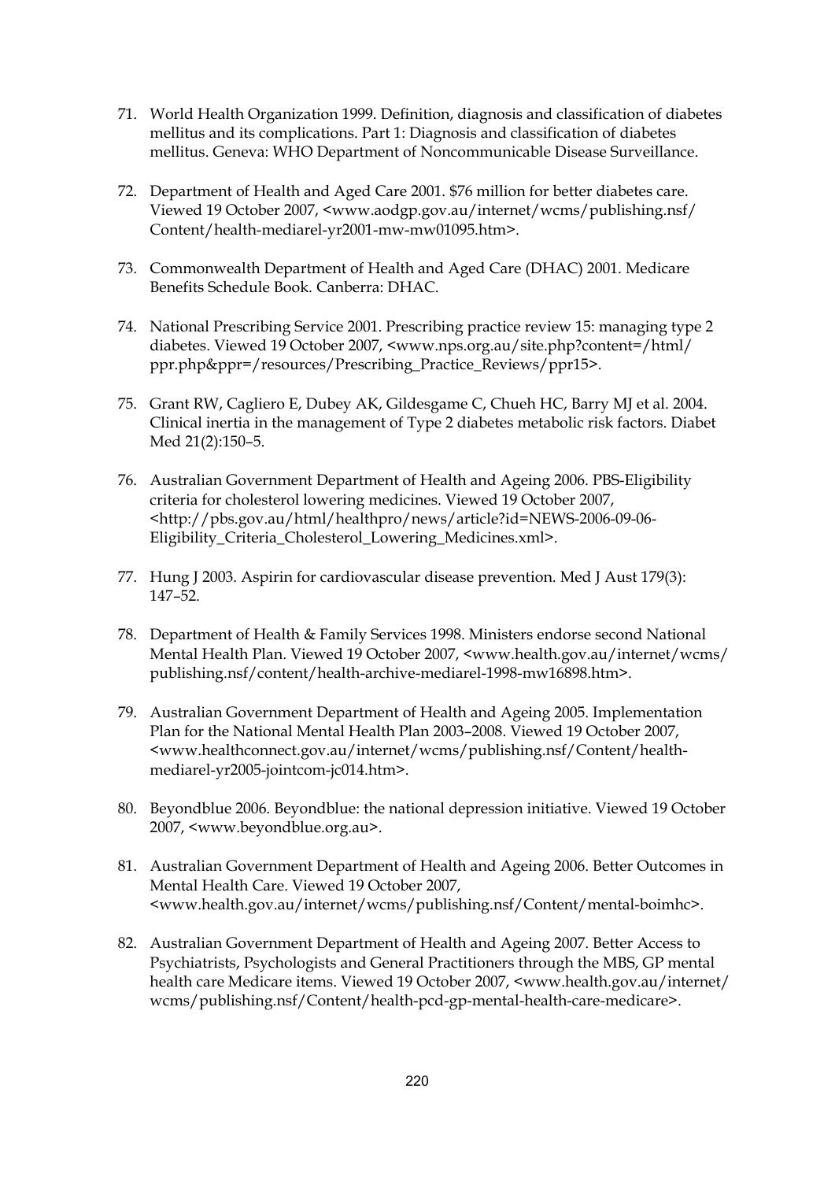71. World Health Organization 1999. Definition, diagnosis and classification of diabetes mellitus and its complications. Part 1: Diagnosis and classification of diabetes mellitus. Geneva: WHO Department of Noncommunicable Disease Surveillance.

72. Department of Health and Aged Care 2001. $76 million for better diabetes care. Viewed 19 October 2007, <www.aodgp.gov.au/internet/wcms/publishing.nsf/Content/health-mediarel-yr2001-mw-mw01095.htm>.

73. Commonwealth Department of Health and Aged Care (DHAC) 2001. Medicare Benefits Schedule Book. Canberra: DHAC.

74. National Prescribing Service 2001. Prescribing practice review 15: managing type 2 diabetes. Viewed 19 October 2007, <www.nps.org.au/site.php?content=/html/ppr.php&ppr=/resources/Prescribing_Practice_Reviews/ppr15>.

75. Grant RW, Cagliero E, Dubey AK, Gildesgame C, Chueh HC, Barry MJ et al. 2004. Clinical inertia in the management of Type 2 diabetes metabolic risk factors. Diabet Med 21(2):150–5.

76. Australian Government Department of Health and Ageing 2006. PBS-Eligibility criteria for cholesterol lowering medicines. Viewed 19 October 2007, <http://pbs.gov.au/html/healthpro/news/article?id=NEWS-2006-09-06-Eligibility_Criteria_Cholesterol_Lowering_Medicines.xml>.

77. Hung J 2003. Aspirin for cardiovascular disease prevention. Med J Aust 179(3): 147–52.

78. Department of Health & Family Services 1998. Ministers endorse second National Mental Health Plan. Viewed 19 October 2007, <www.health.gov.au/internet/wcms/publishing.nsf/content/health-archive-mediarel-1998-mw16898.htm>.

79. Australian Government Department of Health and Ageing 2005. Implementation Plan for the National Mental Health Plan 2003–2008. Viewed 19 October 2007, <www.healthconnect.gov.au/internet/wcms/publishing.nsf/Content/health-mediarel-yr2005-jointcom-jc014.htm>.

80. Beyondblue 2006. Beyondblue: the national depression initiative. Viewed 19 October 2007, <www.beyondblue.org.au>.

81. Australian Government Department of Health and Ageing 2006. Better Outcomes in Mental Health Care. Viewed 19 October 2007, <www.health.gov.au/internet/wcms/publishing.nsf/Content/mental-boimhc>.

82. Australian Government Department of Health and Ageing 2007. Better Access to Psychiatrists, Psychologists and General Practitioners through the MBS, GP mental health care Medicare items. Viewed 19 October 2007, <www.health.gov.au/internet/wcms/publishing.nsf/Content/health-pcd-gp-mental-health-care-medicare>.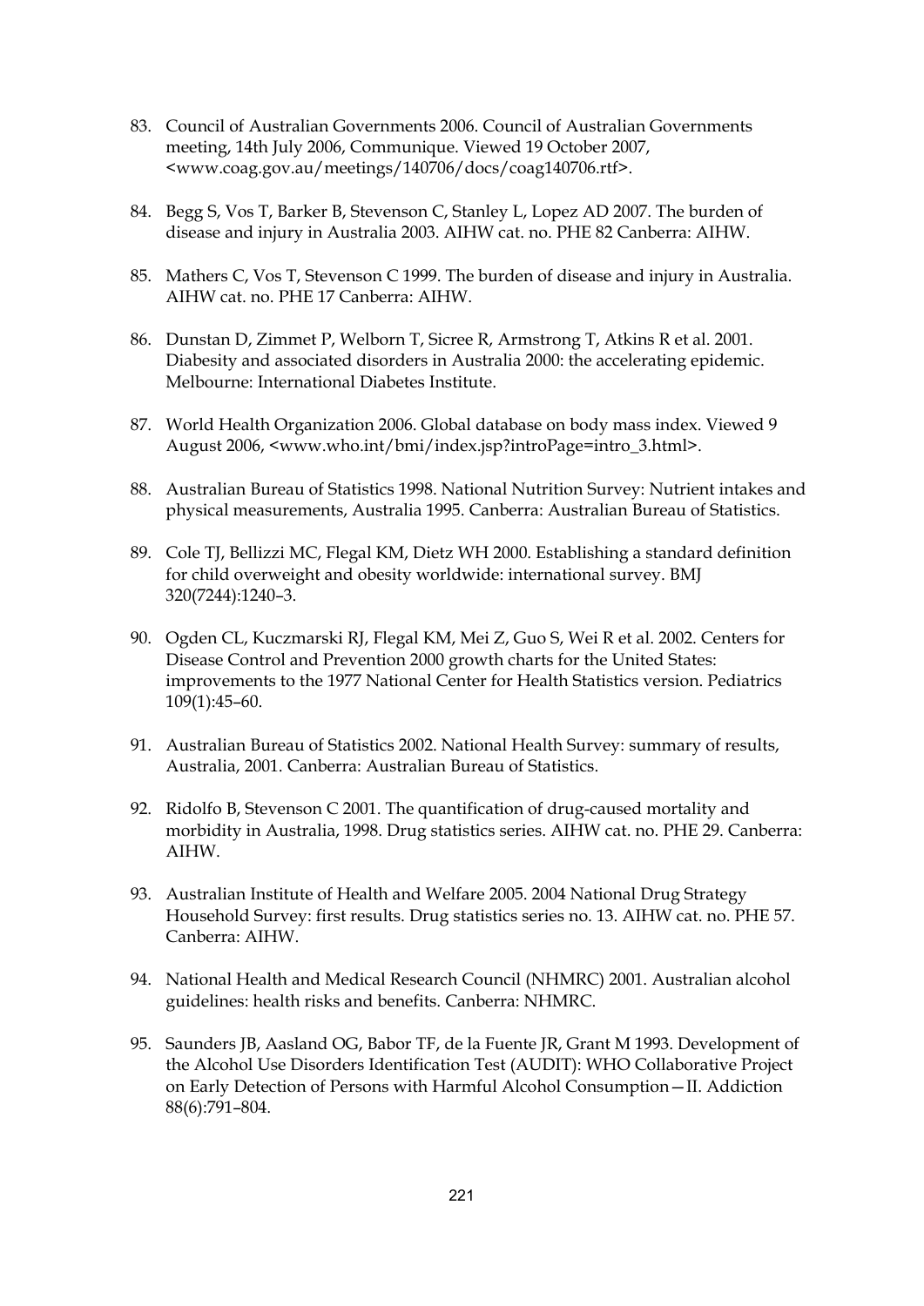83. Council of Australian Governments 2006. Council of Australian Governments meeting, 14th July 2006, Communique. Viewed 19 October 2007, <www.coag.gov.au/meetings/140706/docs/coag140706.rtf>.

84. Begg S, Vos T, Barker B, Stevenson C, Stanley L, Lopez AD 2007. The burden of disease and injury in Australia 2003. AIHW cat. no. PHE 82 Canberra: AIHW.

85. Mathers C, Vos T, Stevenson C 1999. The burden of disease and injury in Australia. AIHW cat. no. PHE 17 Canberra: AIHW.

86. Dunstan D, Zimmet P, Welborn T, Sicree R, Armstrong T, Atkins R et al. 2001. Diabesity and associated disorders in Australia 2000: the accelerating epidemic. Melbourne: International Diabetes Institute.

87. World Health Organization 2006. Global database on body mass index. Viewed 9 August 2006, <www.who.int/bmi/index.jsp?introPage=intro_3.html>.

88. Australian Bureau of Statistics 1998. National Nutrition Survey: Nutrient intakes and physical measurements, Australia 1995. Canberra: Australian Bureau of Statistics.

89. Cole TJ, Bellizzi MC, Flegal KM, Dietz WH 2000. Establishing a standard definition for child overweight and obesity worldwide: international survey. BMJ 320(7244):1240–3.

90. Ogden CL, Kuczmarski RJ, Flegal KM, Mei Z, Guo S, Wei R et al. 2002. Centers for Disease Control and Prevention 2000 growth charts for the United States: improvements to the 1977 National Center for Health Statistics version. Pediatrics 109(1):45–60.

91. Australian Bureau of Statistics 2002. National Health Survey: summary of results, Australia, 2001. Canberra: Australian Bureau of Statistics.

92. Ridolfo B, Stevenson C 2001. The quantification of drug-caused mortality and morbidity in Australia, 1998. Drug statistics series. AIHW cat. no. PHE 29. Canberra: AIHW.

93. Australian Institute of Health and Welfare 2005. 2004 National Drug Strategy Household Survey: first results. Drug statistics series no. 13. AIHW cat. no. PHE 57. Canberra: AIHW.

94. National Health and Medical Research Council (NHMRC) 2001. Australian alcohol guidelines: health risks and benefits. Canberra: NHMRC.

95. Saunders JB, Aasland OG, Babor TF, de la Fuente JR, Grant M 1993. Development of the Alcohol Use Disorders Identification Test (AUDIT): WHO Collaborative Project on Early Detection of Persons with Harmful Alcohol Consumption—II. Addiction 88(6):791–804.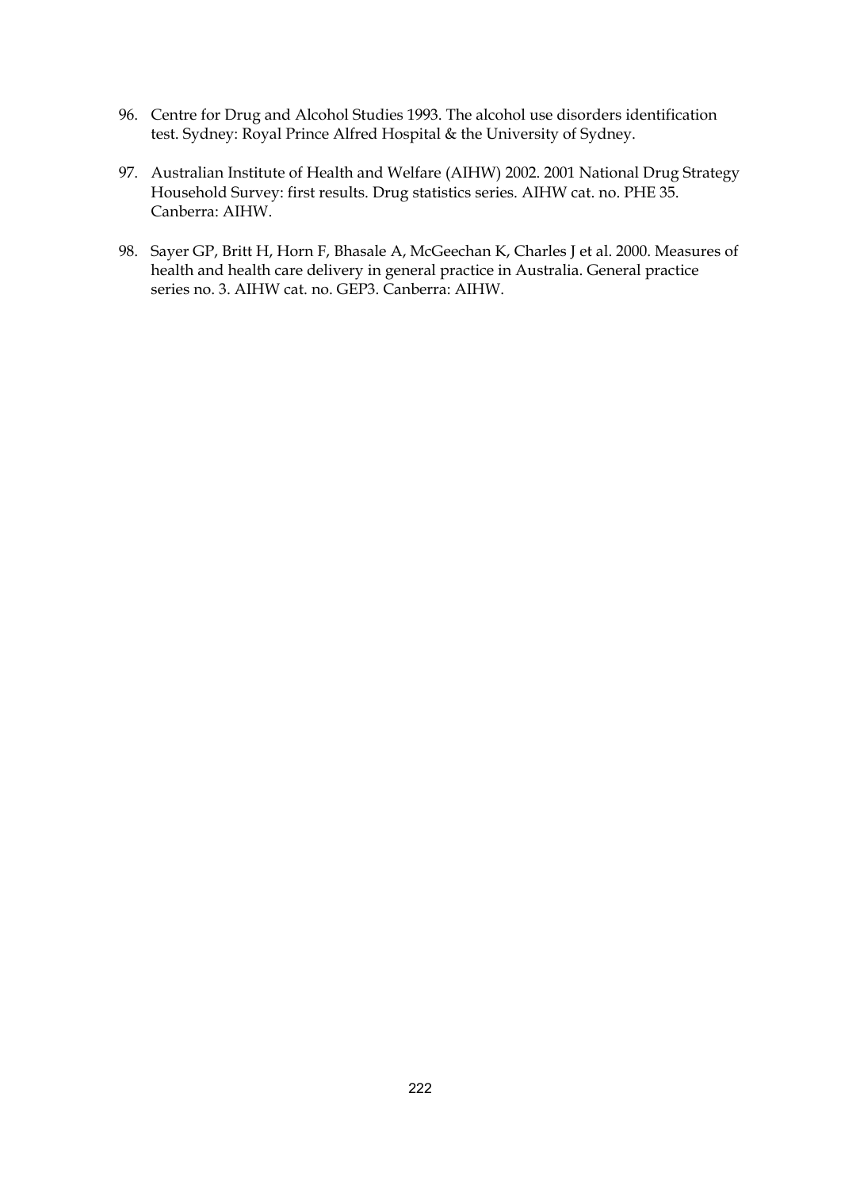96. Centre for Drug and Alcohol Studies 1993. The alcohol use disorders identification test. Sydney: Royal Prince Alfred Hospital & the University of Sydney.

97. Australian Institute of Health and Welfare (AIHW) 2002. 2001 National Drug Strategy Household Survey: first results. Drug statistics series. AIHW cat. no. PHE 35. Canberra: AIHW.

98. Sayer GP, Britt H, Horn F, Bhasale A, McGeechan K, Charles J et al. 2000. Measures of health and health care delivery in general practice in Australia. General practice series no. 3. AIHW cat. no. GEP3. Canberra: AIHW.